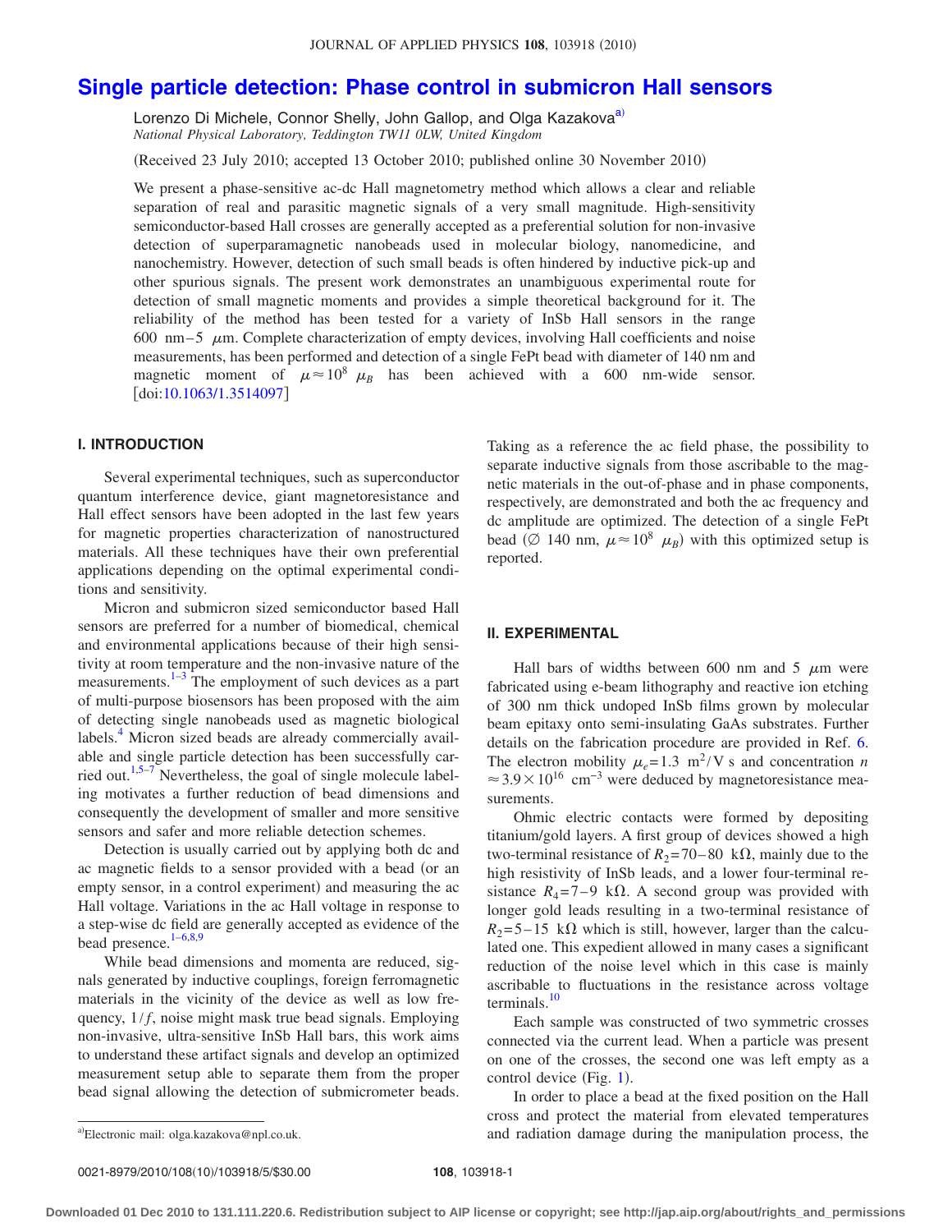# Single particle detection: Phase control in submicron Hall sensors

Lorenzo Di Michele, Connor Shelly, John Gallop, and Olga Kazakova[a]

*National Physical Laboratory, Teddington TW11 0LW, United Kingdom*

(Received 23 July 2010; accepted 13 October 2010; published online 30 November 2010)

We present a phase-sensitive ac-dc Hall magnetometry method which allows a clear and reliable separation of real and parasitic magnetic signals of a very small magnitude. High-sensitivity semiconductor-based Hall crosses are generally accepted as a preferential solution for non-invasive detection of superparamagnetic nanobeads used in molecular biology, nanomedicine, and nanochemistry. However, detection of such small beads is often hindered by inductive pick-up and other spurious signals. The present work demonstrates an unambiguous experimental route for detection of small magnetic moments and provides a simple theoretical background for it. The reliability of the method has been tested for a variety of InSb Hall sensors in the range 600 nm–5 $\mu$m. Complete characterization of empty devices, involving Hall coefficients and noise measurements, has been performed and detection of a single FePt bead with diameter of 140 nm and magnetic moment of $\mu \approx 10^8\ \mu_B$ has been achieved with a 600 nm-wide sensor. [doi:10.1063/1.3514097]

## I. INTRODUCTION

Several experimental techniques, such as superconductor quantum interference device, giant magnetoresistance and Hall effect sensors have been adopted in the last few years for magnetic properties characterization of nanostructured materials. All these techniques have their own preferential applications depending on the optimal experimental conditions and sensitivity.

Micron and submicron sized semiconductor based Hall sensors are preferred for a number of biomedical, chemical and environmental applications because of their high sensitivity at room temperature and the non-invasive nature of the measurements.[1–3] The employment of such devices as a part of multi-purpose biosensors has been proposed with the aim of detecting single nanobeads used as magnetic biological labels.[4] Micron sized beads are already commercially available and single particle detection has been successfully carried out.[1,5–7] Nevertheless, the goal of single molecule labeling motivates a further reduction of bead dimensions and consequently the development of smaller and more sensitive sensors and safer and more reliable detection schemes.

Detection is usually carried out by applying both dc and ac magnetic fields to a sensor provided with a bead (or an empty sensor, in a control experiment) and measuring the ac Hall voltage. Variations in the ac Hall voltage in response to a step-wise dc field are generally accepted as evidence of the bead presence.[1–6,8,9]

While bead dimensions and momenta are reduced, signals generated by inductive couplings, foreign ferromagnetic materials in the vicinity of the device as well as low frequency, $1/f$, noise might mask true bead signals. Employing non-invasive, ultra-sensitive InSb Hall bars, this work aims to understand these artifact signals and develop an optimized measurement setup able to separate them from the proper bead signal allowing the detection of submicrometer beads. Taking as a reference the ac field phase, the possibility to separate inductive signals from those ascribable to the magnetic materials in the out-of-phase and in phase components, respectively, are demonstrated and both the ac frequency and dc amplitude are optimized. The detection of a single FePt bead ($\varnothing$ 140 nm, $\mu \approx 10^8\ \mu_B$) with this optimized setup is reported.

## II. EXPERIMENTAL

Hall bars of widths between 600 nm and 5 $\mu$m were fabricated using e-beam lithography and reactive ion etching of 300 nm thick undoped InSb films grown by molecular beam epitaxy onto semi-insulating GaAs substrates. Further details on the fabrication procedure are provided in Ref. 6. The electron mobility $\mu_e = 1.3\ \text{m}^2/\text{V s}$ and concentration $n \approx 3.9 \times 10^{16}\ \text{cm}^{-3}$ were deduced by magnetoresistance measurements.

Ohmic electric contacts were formed by depositing titanium/gold layers. A first group of devices showed a high two-terminal resistance of $R_2 = 70–80\ \text{k}\Omega$, mainly due to the high resistivity of InSb leads, and a lower four-terminal resistance $R_4 = 7–9\ \text{k}\Omega$. A second group was provided with longer gold leads resulting in a two-terminal resistance of $R_2 = 5–15\ \text{k}\Omega$ which is still, however, larger than the calculated one. This expedient allowed in many cases a significant reduction of the noise level which in this case is mainly ascribable to fluctuations in the resistance across voltage terminals.[10]

Each sample was constructed of two symmetric crosses connected via the current lead. When a particle was present on one of the crosses, the second one was left empty as a control device (Fig. 1).

In order to place a bead at the fixed position on the Hall cross and protect the material from elevated temperatures and radiation damage during the manipulation process, the

[a] Electronic mail: olga.kazakova@npl.co.uk.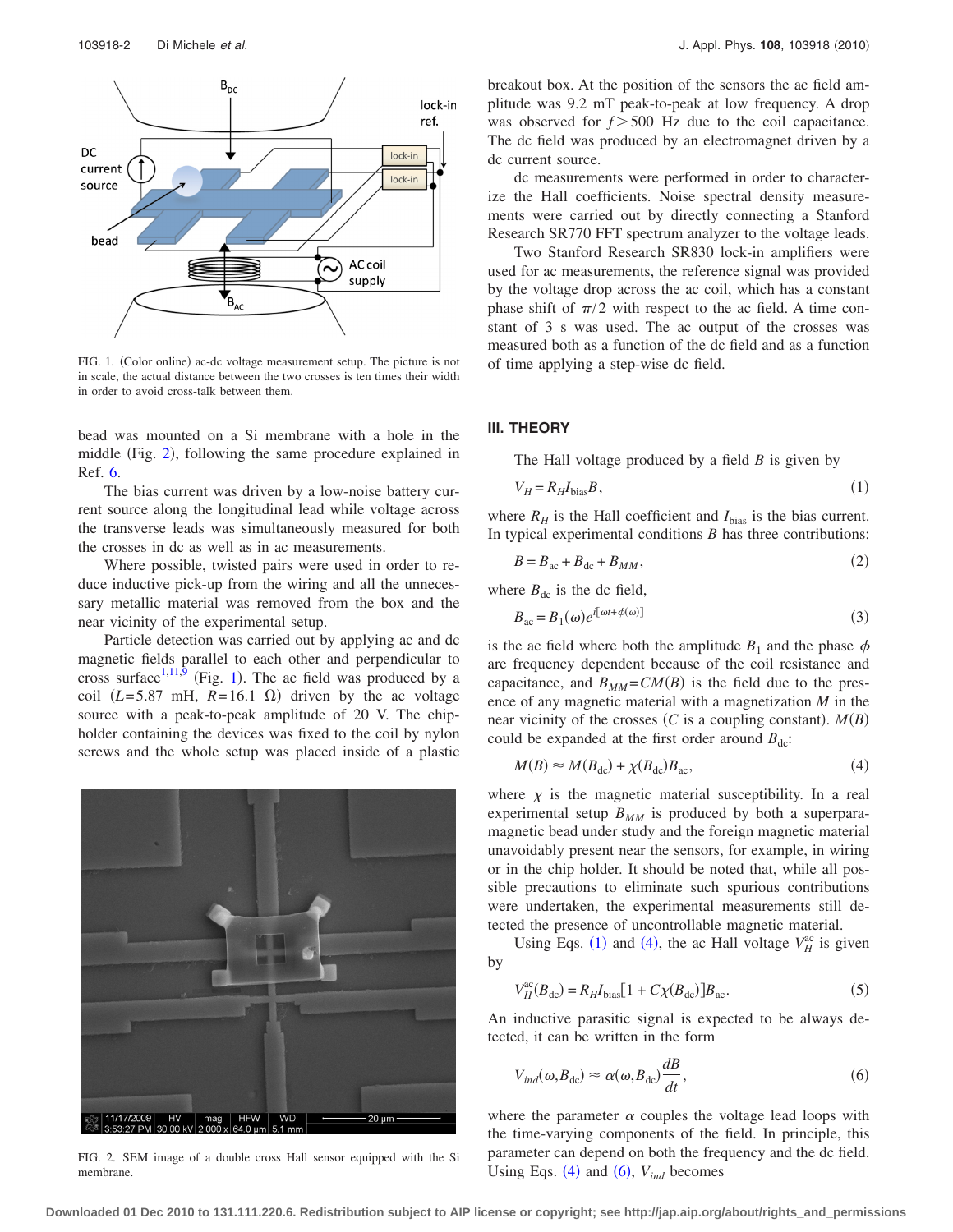FIG. 1. (Color online) ac-dc voltage measurement setup. The picture is not in scale, the actual distance between the two crosses is ten times their width in order to avoid cross-talk between them.

bead was mounted on a Si membrane with a hole in the middle (Fig. 2), following the same procedure explained in Ref. 6.

The bias current was driven by a low-noise battery current source along the longitudinal lead while voltage across the transverse leads was simultaneously measured for both the crosses in dc as well as in ac measurements.

Where possible, twisted pairs were used in order to reduce inductive pick-up from the wiring and all the unnecessary metallic material was removed from the box and the near vicinity of the experimental setup.

Particle detection was carried out by applying ac and dc magnetic fields parallel to each other and perpendicular to cross surface[1,11,9] (Fig. 1). The ac field was produced by a coil ($L$=5.87 mH, $R$=16.1 $\Omega$) driven by the ac voltage source with a peak-to-peak amplitude of 20 V. The chip-holder containing the devices was fixed to the coil by nylon screws and the whole setup was placed inside of a plastic breakout box. At the position of the sensors the ac field amplitude was 9.2 mT peak-to-peak at low frequency. A drop was observed for $f > 500$ Hz due to the coil capacitance. The dc field was produced by an electromagnet driven by a dc current source.

dc measurements were performed in order to characterize the Hall coefficients. Noise spectral density measurements were carried out by directly connecting a Stanford Research SR770 FFT spectrum analyzer to the voltage leads.

Two Stanford Research SR830 lock-in amplifiers were used for ac measurements, the reference signal was provided by the voltage drop across the ac coil, which has a constant phase shift of $\pi/2$ with respect to the ac field. A time constant of 3 s was used. The ac output of the crosses was measured both as a function of the dc field and as a function of time applying a step-wise dc field.

FIG. 2. SEM image of a double cross Hall sensor equipped with the Si membrane.

## III. THEORY

The Hall voltage produced by a field $B$ is given by

$$V_H = R_H I_{\text{bias}} B, \tag{1}$$

where $R_H$ is the Hall coefficient and $I_{\text{bias}}$ is the bias current. In typical experimental conditions $B$ has three contributions:

$$B = B_{\text{ac}} + B_{\text{dc}} + B_{MM}, \tag{2}$$

where $B_{\text{dc}}$ is the dc field,

$$B_{\text{ac}} = B_1(\omega) e^{i[\omega t + \phi(\omega)]} \tag{3}$$

is the ac field where both the amplitude $B_1$ and the phase $\phi$ are frequency dependent because of the coil resistance and capacitance, and $B_{MM} = CM(B)$ is the field due to the presence of any magnetic material with a magnetization $M$ in the near vicinity of the crosses ($C$ is a coupling constant). $M(B)$ could be expanded at the first order around $B_{\text{dc}}$:

$$M(B) \approx M(B_{\text{dc}}) + \chi(B_{\text{dc}}) B_{\text{ac}}, \tag{4}$$

where $\chi$ is the magnetic material susceptibility. In a real experimental setup $B_{MM}$ is produced by both a superparamagnetic bead under study and the foreign magnetic material unavoidably present near the sensors, for example, in wiring or in the chip holder. It should be noted that, while all possible precautions to eliminate such spurious contributions were undertaken, the experimental measurements still detected the presence of uncontrollable magnetic material.

Using Eqs. (1) and (4), the ac Hall voltage $V_H^{\text{ac}}$ is given by

$$V_H^{\text{ac}}(B_{\text{dc}}) = R_H I_{\text{bias}} [1 + C\chi(B_{\text{dc}})] B_{\text{ac}}. \tag{5}$$

An inductive parasitic signal is expected to be always detected, it can be written in the form

$$V_{ind}(\omega, B_{\text{dc}}) \approx \alpha(\omega, B_{\text{dc}}) \frac{dB}{dt}, \tag{6}$$

where the parameter $\alpha$ couples the voltage lead loops with the time-varying components of the field. In principle, this parameter can depend on both the frequency and the dc field. Using Eqs. (4) and (6), $V_{ind}$ becomes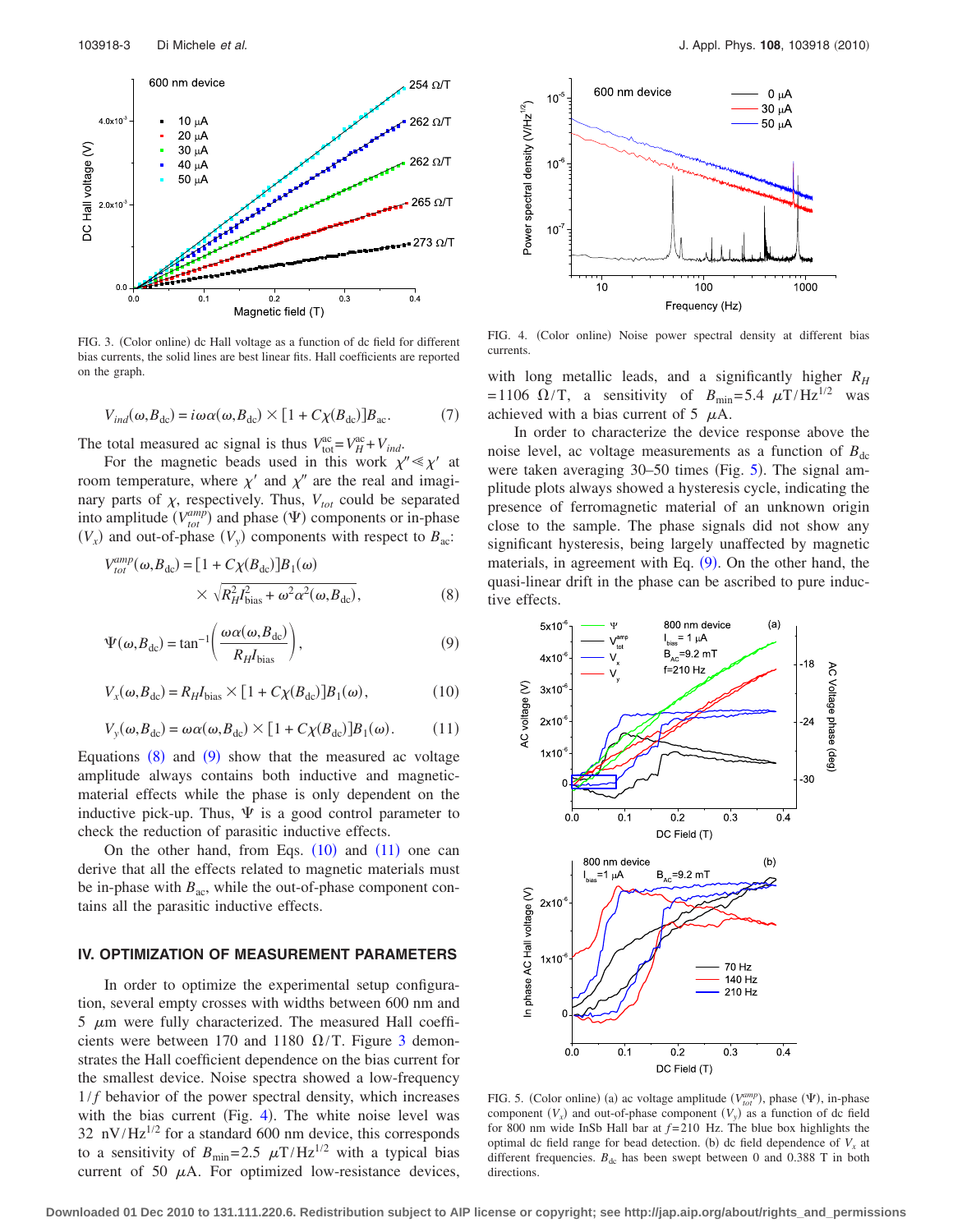600 nm device

10 μA
20 μA
30 μA
40 μA
50 μA

254 Ω/T
262 Ω/T
262 Ω/T
265 Ω/T
273 Ω/T

DC Hall voltage (V)

Magnetic field (T)

FIG. 3. (Color online) dc Hall voltage as a function of dc field for different bias currents, the solid lines are best linear fits. Hall coefficients are reported on the graph.

$$V_{ind}(\omega,B_{dc}) = i\omega\alpha(\omega,B_{dc}) \times [1 + C\chi(B_{dc})]B_{ac}. \quad (7)$$

The total measured ac signal is thus $V_{tot}^{ac} = V_H^{ac} + V_{ind}$.

For the magnetic beads used in this work $\chi'' \ll \chi'$ at room temperature, where $\chi'$ and $\chi''$ are the real and imaginary parts of $\chi$, respectively. Thus, $V_{tot}$ could be separated into amplitude ($V_{tot}^{amp}$) and phase ($\Psi$) components or in-phase ($V_x$) and out-of-phase ($V_y$) components with respect to $B_{ac}$:

$$V_{tot}^{amp}(\omega,B_{dc}) = [1 + C\chi(B_{dc})]B_1(\omega) \times \sqrt{R_H^2 I_{bias}^2 + \omega^2\alpha^2(\omega,B_{dc})}, \quad (8)$$

$$\Psi(\omega,B_{dc}) = \tan^{-1}\left(\frac{\omega\alpha(\omega,B_{dc})}{R_H I_{bias}}\right), \quad (9)$$

$$V_x(\omega,B_{dc}) = R_H I_{bias} \times [1 + C\chi(B_{dc})]B_1(\omega), \quad (10)$$

$$V_y(\omega,B_{dc}) = \omega\alpha(\omega,B_{dc}) \times [1 + C\chi(B_{dc})]B_1(\omega). \quad (11)$$

Equations (8) and (9) show that the measured ac voltage amplitude always contains both inductive and magnetic-material effects while the phase is only dependent on the inductive pick-up. Thus, $\Psi$ is a good control parameter to check the reduction of parasitic inductive effects.

On the other hand, from Eqs. (10) and (11) one can derive that all the effects related to magnetic materials must be in-phase with $B_{ac}$, while the out-of-phase component contains all the parasitic inductive effects.

## IV. OPTIMIZATION OF MEASUREMENT PARAMETERS

In order to optimize the experimental setup configuration, several empty crosses with widths between 600 nm and 5 $\mu$m were fully characterized. The measured Hall coefficients were between 170 and 1180 $\Omega$/T. Figure 3 demonstrates the Hall coefficient dependence on the bias current for the smallest device. Noise spectra showed a low-frequency $1/f$ behavior of the power spectral density, which increases with the bias current (Fig. 4). The white noise level was 32 nV/Hz$^{1/2}$ for a standard 600 nm device, this corresponds to a sensitivity of $B_{min}$=2.5 $\mu$T/Hz$^{1/2}$ with a typical bias current of 50 $\mu$A. For optimized low-resistance devices, with long metallic leads, and a significantly higher $R_H$ =1106 $\Omega$/T, a sensitivity of $B_{min}$=5.4 $\mu$T/Hz$^{1/2}$ was achieved with a bias current of 5 $\mu$A.

600 nm device

0 μA
30 μA
50 μA

Power spectral density (V/Hz$^{1/2}$)

Frequency (Hz)

FIG. 4. (Color online) Noise power spectral density at different bias currents.

In order to characterize the device response above the noise level, ac voltage measurements as a function of $B_{dc}$ were taken averaging 30–50 times (Fig. 5). The signal amplitude plots always showed a hysteresis cycle, indicating the presence of ferromagnetic material of an unknown origin close to the sample. The phase signals did not show any significant hysteresis, being largely unaffected by magnetic materials, in agreement with Eq. (9). On the other hand, the quasi-linear drift in the phase can be ascribed to pure inductive effects.

800 nm device
I$_{bias}$= 1 μA
B$_{AC}$=9.2 mT
f=210 Hz

Ψ
V$_{tot}^{amp}$
V$_x$
V$_y$

(a)

AC voltage (V)

AC Voltage phase (deg)

DC Field (T)

800 nm device
I$_{bias}$=1 μA
B$_{AC}$=9.2 mT

(b)

70 Hz
140 Hz
210 Hz

In phase AC Hall voltage (V)

DC Field (T)

FIG. 5. (Color online) (a) ac voltage amplitude ($V_{tot}^{amp}$), phase ($\Psi$), in-phase component ($V_x$) and out-of-phase component ($V_y$) as a function of dc field for 800 nm wide InSb Hall bar at $f$=210 Hz. The blue box highlights the optimal dc field range for bead detection. (b) dc field dependence of $V_x$ at different frequencies. $B_{dc}$ has been swept between 0 and 0.388 T in both directions.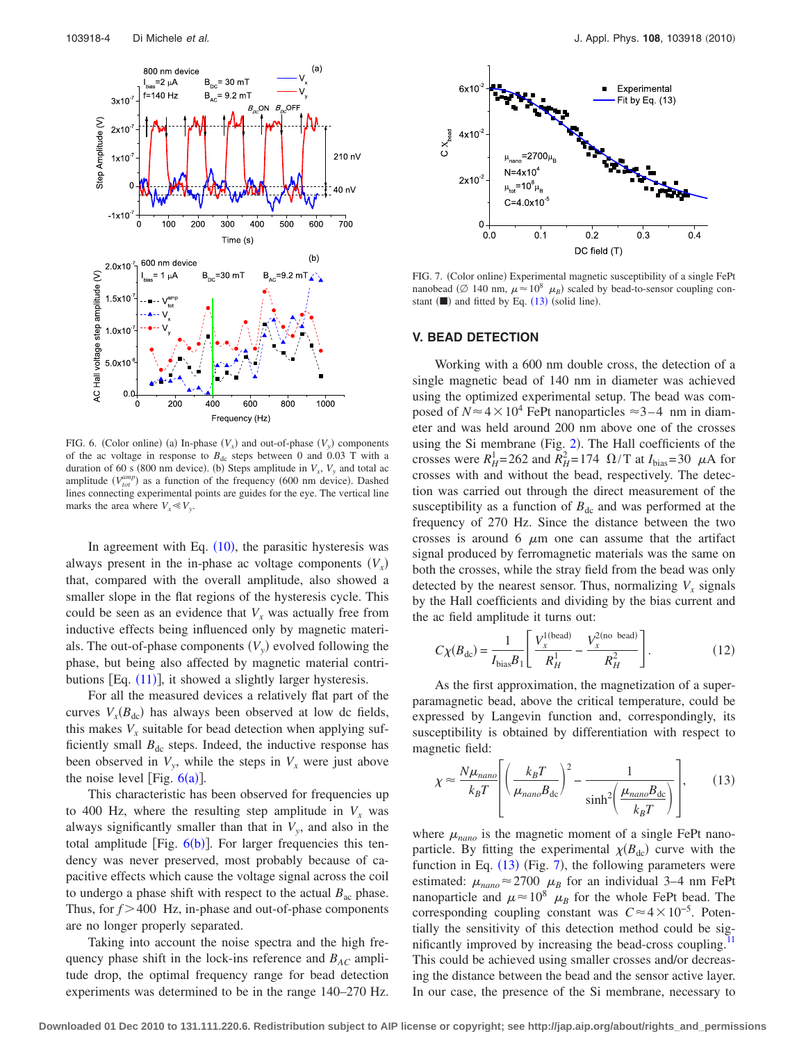800 nm device

$I_{bias}$=2 μA

f=140 Hz

$B_{DC}$= 30 mT

$B_{AC}$= 9.2 mT

$V_x$

$V_y$

(a)

$B_{DC}$ON $B_{DC}$OFF

210 nV

40 nV

Step Amplitude (V)

Time (s)

600 nm device

$I_{bias}$= 1 μA

$B_{DC}$=30 mT

$B_{AC}$=9.2 mT

(b)

$V_{tot}^{amp}$

$V_x$

$V_y$

AC Hall voltage step amplitude (V)

Frequency (Hz)

FIG. 6. (Color online) (a) In-phase ($V_x$) and out-of-phase ($V_y$) components of the ac voltage in response to $B_{dc}$ steps between 0 and 0.03 T with a duration of 60 s (800 nm device). (b) Steps amplitude in $V_x$, $V_y$ and total ac amplitude ($V_{tot}^{amp}$) as a function of the frequency (600 nm device). Dashed lines connecting experimental points are guides for the eye. The vertical line marks the area where $V_x \ll V_y$.

In agreement with Eq. (10), the parasitic hysteresis was always present in the in-phase ac voltage components ($V_x$) that, compared with the overall amplitude, also showed a smaller slope in the flat regions of the hysteresis cycle. This could be seen as an evidence that $V_x$ was actually free from inductive effects being influenced only by magnetic materials. The out-of-phase components ($V_y$) evolved following the phase, but being also affected by magnetic material contributions [Eq. (11)], it showed a slightly larger hysteresis.

For all the measured devices a relatively flat part of the curves $V_x(B_{dc})$ has always been observed at low dc fields, this makes $V_x$ suitable for bead detection when applying sufficiently small $B_{dc}$ steps. Indeed, the inductive response has been observed in $V_y$, while the steps in $V_x$ were just above the noise level [Fig. 6(a)].

This characteristic has been observed for frequencies up to 400 Hz, where the resulting step amplitude in $V_x$ was always significantly smaller than that in $V_y$, and also in the total amplitude [Fig. 6(b)]. For larger frequencies this tendency was never preserved, most probably because of capacitive effects which cause the voltage signal across the coil to undergo a phase shift with respect to the actual $B_{ac}$ phase. Thus, for $f>400$ Hz, in-phase and out-of-phase components are no longer properly separated.

Taking into account the noise spectra and the high frequency phase shift in the lock-ins reference and $B_{AC}$ amplitude drop, the optimal frequency range for bead detection experiments was determined to be in the range 140–270 Hz.

Experimental

Fit by Eq. (13)

$\mu_{nano}$=2700$\mu_B$

N=4x10$^4$

$\mu_{tot}$=10$^8$$\mu_B$

C=4.0x10$^{-5}$

C $X_{bead}$

DC field (T)

FIG. 7. (Color online) Experimental magnetic susceptibility of a single FePt nanobead (∅ 140 nm, $\mu \approx 10^8$ $\mu_B$) scaled by bead-to-sensor coupling constant (■) and fitted by Eq. (13) (solid line).

## V. BEAD DETECTION

Working with a 600 nm double cross, the detection of a single magnetic bead of 140 nm in diameter was achieved using the optimized experimental setup. The bead was composed of $N \approx 4 \times 10^4$ FePt nanoparticles ≈3–4 nm in diameter and was held around 200 nm above one of the crosses using the Si membrane (Fig. 2). The Hall coefficients of the crosses were $R_H^1 = 262$ and $R_H^2 = 174$ Ω/T at $I_{bias} = 30$ μA for crosses with and without the bead, respectively. The detection was carried out through the direct measurement of the susceptibility as a function of $B_{dc}$ and was performed at the frequency of 270 Hz. Since the distance between the two crosses is around 6 μm one can assume that the artifact signal produced by ferromagnetic materials was the same on both the crosses, while the stray field from the bead was only detected by the nearest sensor. Thus, normalizing $V_x$ signals by the Hall coefficients and dividing by the bias current and the ac field amplitude it turns out:

$$C\chi(B_{dc}) = \frac{1}{I_{bias}B_1}\left[\frac{V_x^{1(bead)}}{R_H^1} - \frac{V_x^{2(no\ bead)}}{R_H^2}\right]. \tag{12}$$

As the first approximation, the magnetization of a superparamagnetic bead, above the critical temperature, could be expressed by Langevin function and, correspondingly, its susceptibility is obtained by differentiation with respect to magnetic field:

$$\chi \approx \frac{N\mu_{nano}}{k_BT}\left[\left(\frac{k_BT}{\mu_{nano}B_{dc}}\right)^2 - \frac{1}{\sinh^2\left(\frac{\mu_{nano}B_{dc}}{k_BT}\right)}\right], \tag{13}$$

where $\mu_{nano}$ is the magnetic moment of a single FePt nanoparticle. By fitting the experimental $\chi(B_{dc})$ curve with the function in Eq. (13) (Fig. 7), the following parameters were estimated: $\mu_{nano} \approx 2700$ $\mu_B$ for an individual 3–4 nm FePt nanoparticle and $\mu \approx 10^8$ $\mu_B$ for the whole FePt bead. The corresponding coupling constant was $C \approx 4 \times 10^{-5}$. Potentially the sensitivity of this detection method could be significantly improved by increasing the bead-cross coupling.[11] This could be achieved using smaller crosses and/or decreasing the distance between the bead and the sensor active layer. In our case, the presence of the Si membrane, necessary to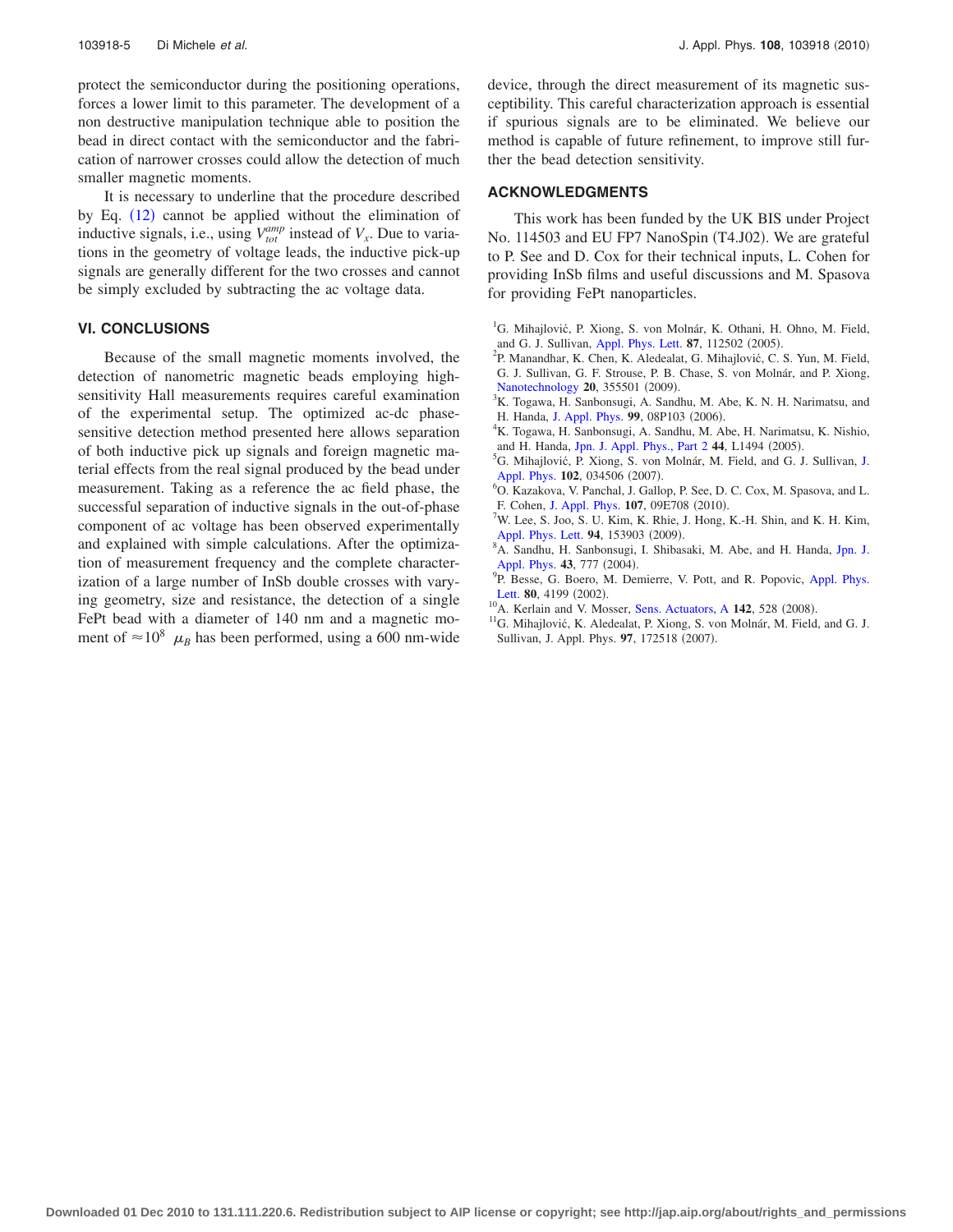protect the semiconductor during the positioning operations, forces a lower limit to this parameter. The development of a non destructive manipulation technique able to position the bead in direct contact with the semiconductor and the fabrication of narrower crosses could allow the detection of much smaller magnetic moments.

It is necessary to underline that the procedure described by Eq. (12) cannot be applied without the elimination of inductive signals, i.e., using $V_{tot}^{amp}$ instead of $V_x$. Due to variations in the geometry of voltage leads, the inductive pick-up signals are generally different for the two crosses and cannot be simply excluded by subtracting the ac voltage data.

## VI. CONCLUSIONS

Because of the small magnetic moments involved, the detection of nanometric magnetic beads employing high-sensitivity Hall measurements requires careful examination of the experimental setup. The optimized ac-dc phase-sensitive detection method presented here allows separation of both inductive pick up signals and foreign magnetic material effects from the real signal produced by the bead under measurement. Taking as a reference the ac field phase, the successful separation of inductive signals in the out-of-phase component of ac voltage has been observed experimentally and explained with simple calculations. After the optimization of measurement frequency and the complete characterization of a large number of InSb double crosses with varying geometry, size and resistance, the detection of a single FePt bead with a diameter of 140 nm and a magnetic moment of $\approx 10^8$ $\mu_B$ has been performed, using a 600 nm-wide device, through the direct measurement of its magnetic susceptibility. This careful characterization approach is essential if spurious signals are to be eliminated. We believe our method is capable of future refinement, to improve still further the bead detection sensitivity.

## ACKNOWLEDGMENTS

This work has been funded by the UK BIS under Project No. 114503 and EU FP7 NanoSpin (T4.J02). We are grateful to P. See and D. Cox for their technical inputs, L. Cohen for providing InSb films and useful discussions and M. Spasova for providing FePt nanoparticles.

[1] G. Mihajlović, P. Xiong, S. von Molnár, K. Othani, H. Ohno, M. Field, and G. J. Sullivan, Appl. Phys. Lett. **87**, 112502 (2005).
[2] P. Manandhar, K. Chen, K. Aledealat, G. Mihajlović, C. S. Yun, M. Field, G. J. Sullivan, G. F. Strouse, P. B. Chase, S. von Molnár, and P. Xiong, Nanotechnology **20**, 355501 (2009).
[3] K. Togawa, H. Sanbonsugi, A. Sandhu, M. Abe, K. N. H. Narimatsu, and H. Handa, J. Appl. Phys. **99**, 08P103 (2006).
[4] K. Togawa, H. Sanbonsugi, A. Sandhu, M. Abe, H. Narimatsu, K. Nishio, and H. Handa, Jpn. J. Appl. Phys., Part 2 **44**, L1494 (2005).
[5] G. Mihajlović, P. Xiong, S. von Molnár, M. Field, and G. J. Sullivan, J. Appl. Phys. **102**, 034506 (2007).
[6] O. Kazakova, V. Panchal, J. Gallop, P. See, D. C. Cox, M. Spasova, and L. F. Cohen, J. Appl. Phys. **107**, 09E708 (2010).
[7] W. Lee, S. Joo, S. U. Kim, K. Rhie, J. Hong, K.-H. Shin, and K. H. Kim, Appl. Phys. Lett. **94**, 153903 (2009).
[8] A. Sandhu, H. Sanbonsugi, I. Shibasaki, M. Abe, and H. Handa, Jpn. J. Appl. Phys. **43**, 777 (2004).
[9] P. Besse, G. Boero, M. Demierre, V. Pott, and R. Popovic, Appl. Phys. Lett. **80**, 4199 (2002).
[10] A. Kerlain and V. Mosser, Sens. Actuators, A **142**, 528 (2008).
[11] G. Mihajlović, K. Aledealat, P. Xiong, S. von Molnár, M. Field, and G. J. Sullivan, J. Appl. Phys. **97**, 172518 (2007).